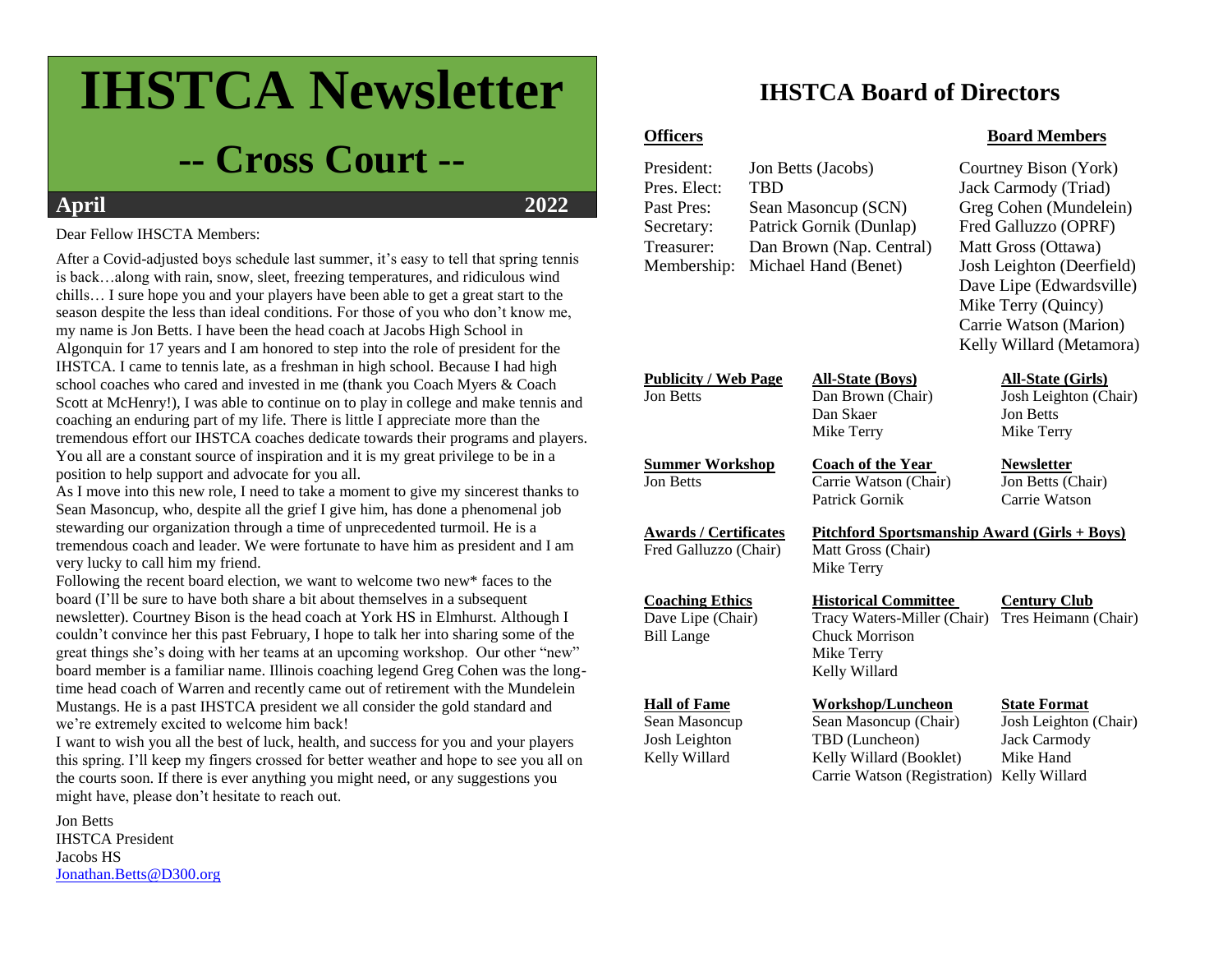# IHSTCA Newsletter

## -- Cross Court --

**April 2022**

Dear Fellow IHSCTA Members:

After a Covid-adjusted boys schedule last summer, it's easy to tell that spring tennis is back…along with rain, snow, sleet, freezing temperatures, and ridiculous wind chills… I sure hope you and your players have been able to get a great start to the season despite the less than ideal conditions. For those of you who don't know me, my name is Jon Betts. I have been the head coach at Jacobs High School in Algonquin for 17 years and I am honored to step into the role of president for the IHSTCA. I came to tennis late, as a freshman in high school. Because I had high school coaches who cared and invested in me (thank you Coach Myers & Coach Scott at McHenry!), I was able to continue on to play in college and make tennis and coaching an enduring part of my life. There is little I appreciate more than the tremendous effort our IHSTCA coaches dedicate towards their programs and players. You all are a constant source of inspiration and it is my great privilege to be in a position to help support and advocate for you all.

As I move into this new role, I need to take a moment to give my sincerest thanks to Sean Masoncup, who, despite all the grief I give him, has done a phenomenal job stewarding our organization through a time of unprecedented turmoil. He is a tremendous coach and leader. We were fortunate to have him as president and I am very lucky to call him my friend.

Following the recent board election, we want to welcome two new* faces to the board (I'll be sure to have both share a bit about themselves in a subsequent newsletter). Courtney Bison is the head coach at York HS in Elmhurst. Although I couldn't convince her this past February, I hope to talk her into sharing some of the great things she's doing with her teams at an upcoming workshop. Our other "new" board member is a familiar name. Illinois coaching legend Greg Cohen was the long-time head coach of Warren and recently came out of retirement with the Mundelein Mustangs. He is a past IHSTCA president we all consider the gold standard and we're extremely excited to welcome him back!

I want to wish you all the best of luck, health, and success for you and your players this spring. I'll keep my fingers crossed for better weather and hope to see you all on the courts soon. If there is ever anything you might need, or any suggestions you might have, please don't hesitate to reach out.

Jon Betts
IHSTCA President
Jacobs HS
Jonathan.Betts@D300.org

# IHSTCA Board of Directors

**Officers**

- President: Jon Betts (Jacobs)
- Pres. Elect: TBD
- Past Pres: Sean Masoncup (SCN)
- Secretary: Patrick Gornik (Dunlap)
- Treasurer: Dan Brown (Nap. Central)
- Membership: Michael Hand (Benet)

**Board Members**

- Courtney Bison (York)
- Jack Carmody (Triad)
- Greg Cohen (Mundelein)
- Fred Galluzzo (OPRF)
- Matt Gross (Ottawa)
- Josh Leighton (Deerfield)
- Dave Lipe (Edwardsville)
- Mike Terry (Quincy)
- Carrie Watson (Marion)
- Kelly Willard (Metamora)

**Publicity / Web Page**
Jon Betts

**All-State (Boys)**
Dan Brown (Chair)
Dan Skaer
Mike Terry

**All-State (Girls)**
Josh Leighton (Chair)
Jon Betts
Mike Terry

**Summer Workshop**
Jon Betts

**Coach of the Year**
Carrie Watson (Chair)
Patrick Gornik

**Newsletter**
Jon Betts (Chair)
Carrie Watson

**Awards / Certificates**
Fred Galluzzo (Chair)

**Pitchford Sportsmanship Award (Girls + Boys)**
Matt Gross (Chair)
Mike Terry

**Coaching Ethics**
Dave Lipe (Chair)
Bill Lange

**Historical Committee**
Tracy Waters-Miller (Chair)
Chuck Morrison
Mike Terry
Kelly Willard

**Century Club**
Tres Heimann (Chair)

**Hall of Fame**
Sean Masoncup
Josh Leighton
Kelly Willard

**Workshop/Luncheon**
Sean Masoncup (Chair)
TBD (Luncheon)
Kelly Willard (Booklet)
Carrie Watson (Registration)

**State Format**
Josh Leighton (Chair)
Jack Carmody
Mike Hand
Kelly Willard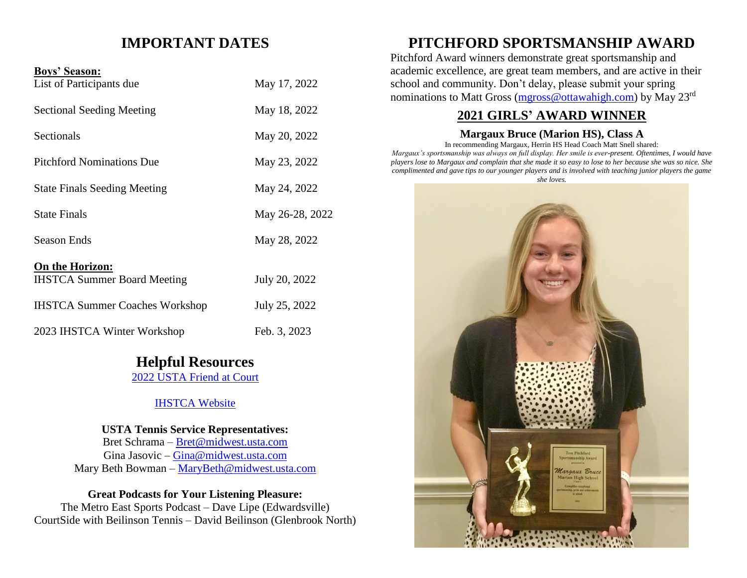# IMPORTANT DATES

**Boys' Season:**

| | |
|---|---|
| List of Participants due | May 17, 2022 |
| Sectional Seeding Meeting | May 18, 2022 |
| Sectionals | May 20, 2022 |
| Pitchford Nominations Due | May 23, 2022 |
| State Finals Seeding Meeting | May 24, 2022 |
| State Finals | May 26-28, 2022 |
| Season Ends | May 28, 2022 |

**On the Horizon:**

| | |
|---|---|
| IHSTCA Summer Board Meeting | July 20, 2022 |
| IHSTCA Summer Coaches Workshop | July 25, 2022 |
| 2023 IHSTCA Winter Workshop | Feb. 3, 2023 |

## Helpful Resources

[2022 USTA Friend at Court]

[IHSTCA Website]

**USTA Tennis Service Representatives:**

Bret Schrama – Bret@midwest.usta.com
Gina Jasovic – Gina@midwest.usta.com
Mary Beth Bowman – MaryBeth@midwest.usta.com

**Great Podcasts for Your Listening Pleasure:**

The Metro East Sports Podcast – Dave Lipe (Edwardsville)
CourtSide with Beilinson Tennis – David Beilinson (Glenbrook North)

# PITCHFORD SPORTSMANSHIP AWARD

Pitchford Award winners demonstrate great sportsmanship and academic excellence, are great team members, and are active in their school and community. Don't delay, please submit your spring nominations to Matt Gross (mgross@ottawahigh.com) by May 23rd

## 2021 GIRLS' AWARD WINNER

**Margaux Bruce (Marion HS), Class A**

In recommending Margaux, Herrin HS Head Coach Matt Snell shared:

*Margaux's sportsmanship was always on full display. Her smile is ever-present. Oftentimes, I would have players lose to Margaux and complain that she made it so easy to lose to her because she was so nice. She complimented and gave tips to our younger players and is involved with teaching junior players the game she loves.*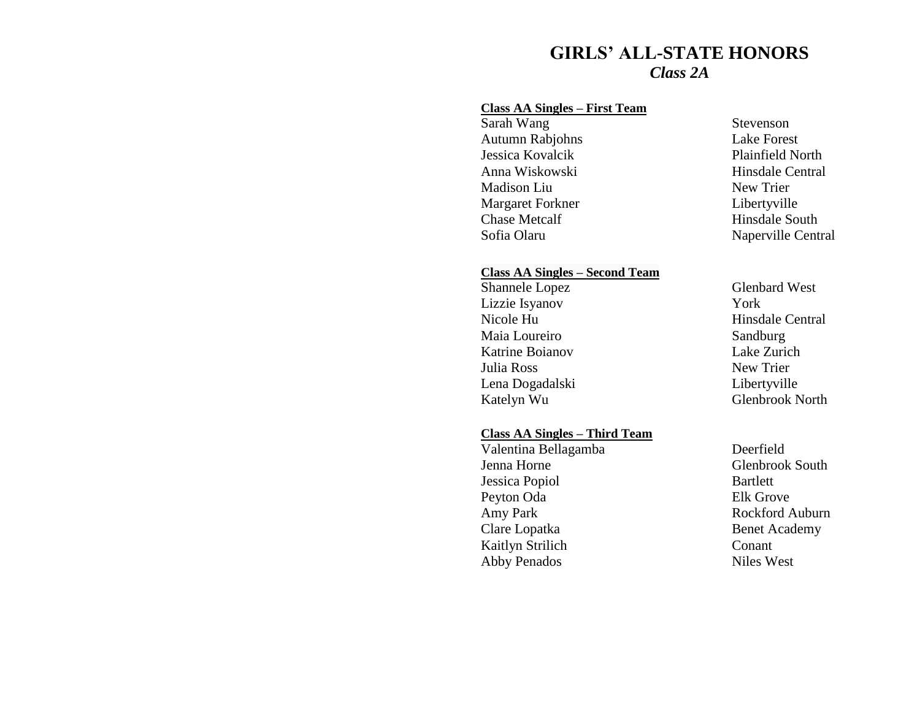# GIRLS' ALL-STATE HONORS

## *Class 2A*

**Class AA Singles – First Team**

| | |
|---|---|
| Sarah Wang | Stevenson |
| Autumn Rabjohns | Lake Forest |
| Jessica Kovalcik | Plainfield North |
| Anna Wiskowski | Hinsdale Central |
| Madison Liu | New Trier |
| Margaret Forkner | Libertyville |
| Chase Metcalf | Hinsdale South |
| Sofia Olaru | Naperville Central |

**Class AA Singles – Second Team**

| | |
|---|---|
| Shannele Lopez | Glenbard West |
| Lizzie Isyanov | York |
| Nicole Hu | Hinsdale Central |
| Maia Loureiro | Sandburg |
| Katrine Boianov | Lake Zurich |
| Julia Ross | New Trier |
| Lena Dogadalski | Libertyville |
| Katelyn Wu | Glenbrook North |

**Class AA Singles – Third Team**

| | |
|---|---|
| Valentina Bellagamba | Deerfield |
| Jenna Horne | Glenbrook South |
| Jessica Popiol | Bartlett |
| Peyton Oda | Elk Grove |
| Amy Park | Rockford Auburn |
| Clare Lopatka | Benet Academy |
| Kaitlyn Strilich | Conant |
| Abby Penados | Niles West |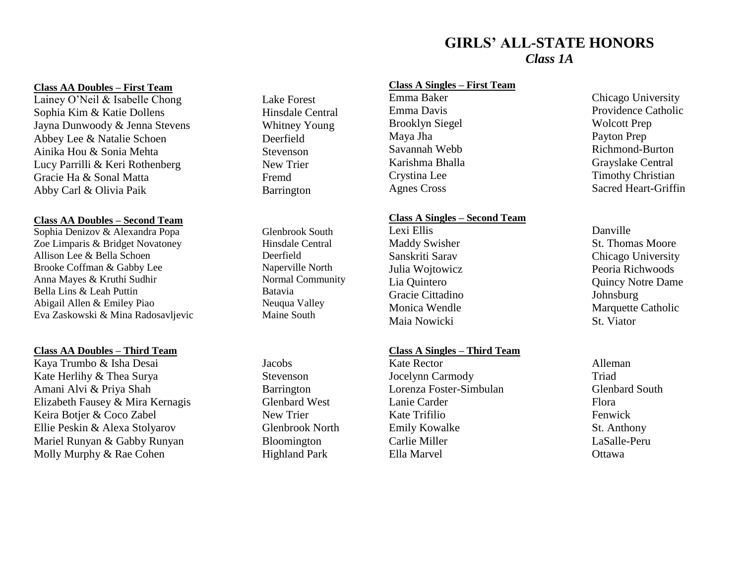# GIRLS' ALL-STATE HONORS

## *Class 1A*

**Class AA Doubles – First Team**

| | |
|---|---|
| Lainey O'Neil & Isabelle Chong | Lake Forest |
| Sophia Kim & Katie Dollens | Hinsdale Central |
| Jayna Dunwoody & Jenna Stevens | Whitney Young |
| Abbey Lee & Natalie Schoen | Deerfield |
| Ainika Hou & Sonia Mehta | Stevenson |
| Lucy Parrilli & Keri Rothenberg | New Trier |
| Gracie Ha & Sonal Matta | Fremd |
| Abby Carl & Olivia Paik | Barrington |

**Class AA Doubles – Second Team**

| | |
|---|---|
| Sophia Denizov & Alexandra Popa | Glenbrook South |
| Zoe Limparis & Bridget Novatoney | Hinsdale Central |
| Allison Lee & Bella Schoen | Deerfield |
| Brooke Coffman & Gabby Lee | Naperville North |
| Anna Mayes & Kruthi Sudhir | Normal Community |
| Bella Lins & Leah Puttin | Batavia |
| Abigail Allen & Emiley Piao | Neuqua Valley |
| Eva Zaskowski & Mina Radosavljevic | Maine South |

**Class AA Doubles – Third Team**

| | |
|---|---|
| Kaya Trumbo & Isha Desai | Jacobs |
| Kate Herlihy & Thea Surya | Stevenson |
| Amani Alvi & Priya Shah | Barrington |
| Elizabeth Fausey & Mira Kernagis | Glenbard West |
| Keira Botjer & Coco Zabel | New Trier |
| Ellie Peskin & Alexa Stolyarov | Glenbrook North |
| Mariel Runyan & Gabby Runyan | Bloomington |
| Molly Murphy & Rae Cohen | Highland Park |

**Class A Singles – First Team**

| | |
|---|---|
| Emma Baker | Chicago University |
| Emma Davis | Providence Catholic |
| Brooklyn Siegel | Wolcott Prep |
| Maya Jha | Payton Prep |
| Savannah Webb | Richmond-Burton |
| Karishma Bhalla | Grayslake Central |
| Crystina Lee | Timothy Christian |
| Agnes Cross | Sacred Heart-Griffin |

**Class A Singles – Second Team**

| | |
|---|---|
| Lexi Ellis | Danville |
| Maddy Swisher | St. Thomas Moore |
| Sanskriti Sarav | Chicago University |
| Julia Wojtowicz | Peoria Richwoods |
| Lia Quintero | Quincy Notre Dame |
| Gracie Cittadino | Johnsburg |
| Monica Wendle | Marquette Catholic |
| Maia Nowicki | St. Viator |

**Class A Singles – Third Team**

| | |
|---|---|
| Kate Rector | Alleman |
| Jocelynn Carmody | Triad |
| Lorenza Foster-Simbulan | Glenbard South |
| Lanie Carder | Flora |
| Kate Trifilio | Fenwick |
| Emily Kowalke | St. Anthony |
| Carlie Miller | LaSalle-Peru |
| Ella Marvel | Ottawa |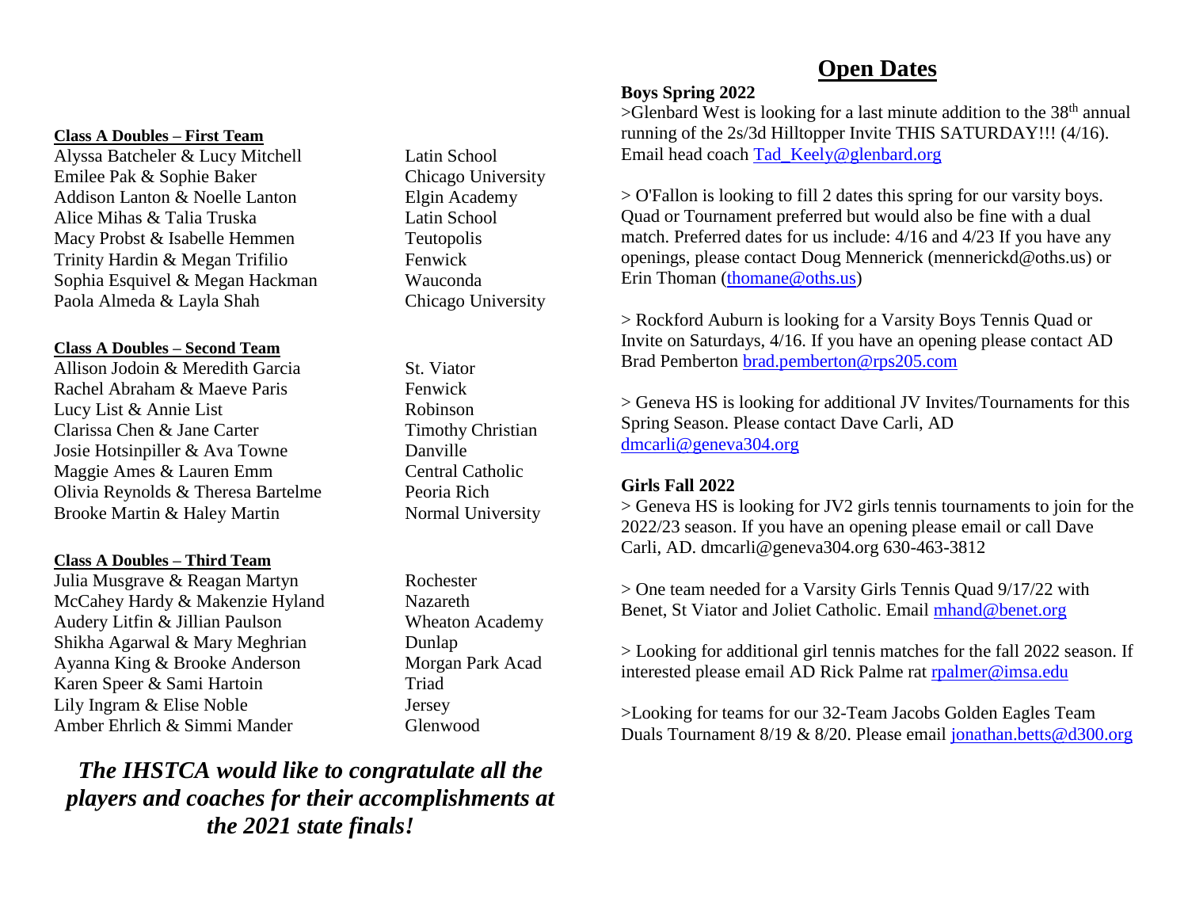#### Class A Doubles – First Team

| | |
|---|---|
| Alyssa Batcheler & Lucy Mitchell | Latin School |
| Emilee Pak & Sophie Baker | Chicago University |
| Addison Lanton & Noelle Lanton | Elgin Academy |
| Alice Mihas & Talia Truska | Latin School |
| Macy Probst & Isabelle Hemmen | Teutopolis |
| Trinity Hardin & Megan Trifilio | Fenwick |
| Sophia Esquivel & Megan Hackman | Wauconda |
| Paola Almeda & Layla Shah | Chicago University |

#### Class A Doubles – Second Team

| | |
|---|---|
| Allison Jodoin & Meredith Garcia | St. Viator |
| Rachel Abraham & Maeve Paris | Fenwick |
| Lucy List & Annie List | Robinson |
| Clarissa Chen & Jane Carter | Timothy Christian |
| Josie Hotsinpiller & Ava Towne | Danville |
| Maggie Ames & Lauren Emm | Central Catholic |
| Olivia Reynolds & Theresa Bartelme | Peoria Rich |
| Brooke Martin & Haley Martin | Normal University |

#### Class A Doubles – Third Team

| | |
|---|---|
| Julia Musgrave & Reagan Martyn | Rochester |
| McCahey Hardy & Makenzie Hyland | Nazareth |
| Audery Litfin & Jillian Paulson | Wheaton Academy |
| Shikha Agarwal & Mary Meghrian | Dunlap |
| Ayanna King & Brooke Anderson | Morgan Park Acad |
| Karen Speer & Sami Hartoin | Triad |
| Lily Ingram & Elise Noble | Jersey |
| Amber Ehrlich & Simmi Mander | Glenwood |

***The IHSTCA would like to congratulate all the players and coaches for their accomplishments at the 2021 state finals!***

## Open Dates

**Boys Spring 2022**

>Glenbard West is looking for a last minute addition to the 38th annual running of the 2s/3d Hilltopper Invite THIS SATURDAY!!! (4/16). Email head coach Tad_Keely@glenbard.org

> O'Fallon is looking to fill 2 dates this spring for our varsity boys. Quad or Tournament preferred but would also be fine with a dual match. Preferred dates for us include: 4/16 and 4/23 If you have any openings, please contact Doug Mennerick (mennerickd@oths.us) or Erin Thoman (thomane@oths.us)

> Rockford Auburn is looking for a Varsity Boys Tennis Quad or Invite on Saturdays, 4/16. If you have an opening please contact AD Brad Pemberton brad.pemberton@rps205.com

> Geneva HS is looking for additional JV Invites/Tournaments for this Spring Season. Please contact Dave Carli, AD dmcarli@geneva304.org

**Girls Fall 2022**

> Geneva HS is looking for JV2 girls tennis tournaments to join for the 2022/23 season. If you have an opening please email or call Dave Carli, AD. dmcarli@geneva304.org 630-463-3812

> One team needed for a Varsity Girls Tennis Quad 9/17/22 with Benet, St Viator and Joliet Catholic. Email mhand@benet.org

> Looking for additional girl tennis matches for the fall 2022 season. If interested please email AD Rick Palme rat rpalmer@imsa.edu

>Looking for teams for our 32-Team Jacobs Golden Eagles Team Duals Tournament 8/19 & 8/20. Please email jonathan.betts@d300.org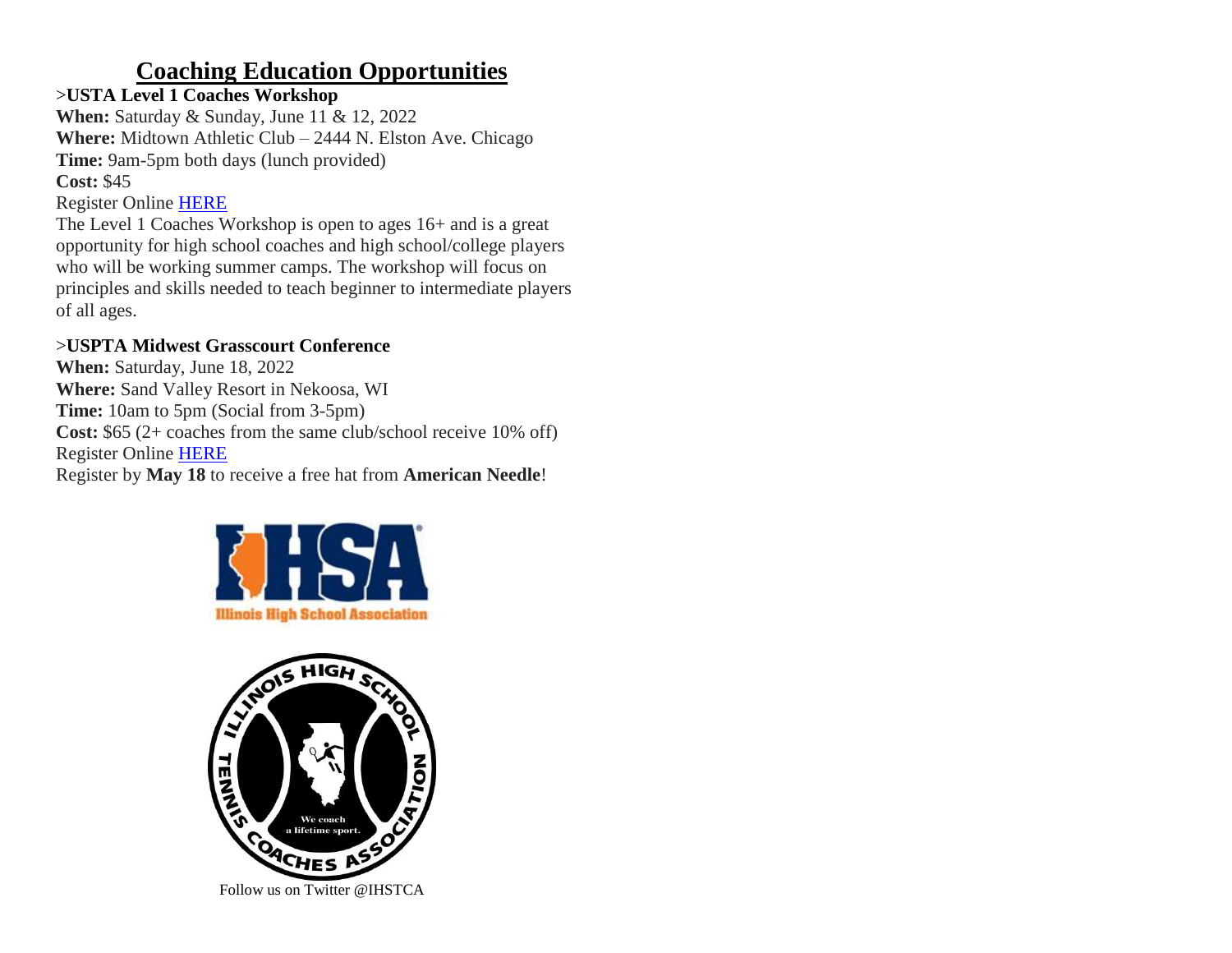# Coaching Education Opportunities

**>USTA Level 1 Coaches Workshop**

**When:** Saturday & Sunday, June 11 & 12, 2022

**Where:** Midtown Athletic Club – 2444 N. Elston Ave. Chicago

**Time:** 9am-5pm both days (lunch provided)

**Cost:** $45

Register Online HERE

The Level 1 Coaches Workshop is open to ages 16+ and is a great opportunity for high school coaches and high school/college players who will be working summer camps. The workshop will focus on principles and skills needed to teach beginner to intermediate players of all ages.

**>USPTA Midwest Grasscourt Conference**

**When:** Saturday, June 18, 2022

**Where:** Sand Valley Resort in Nekoosa, WI

**Time:** 10am to 5pm (Social from 3-5pm)

**Cost:** $65 (2+ coaches from the same club/school receive 10% off)

Register Online HERE

Register by **May 18** to receive a free hat from **American Needle**!

IHSA

Illinois High School Association

Illinois High School Tennis Coaches Association

We coach a lifetime sport.

Follow us on Twitter @IHSTCA